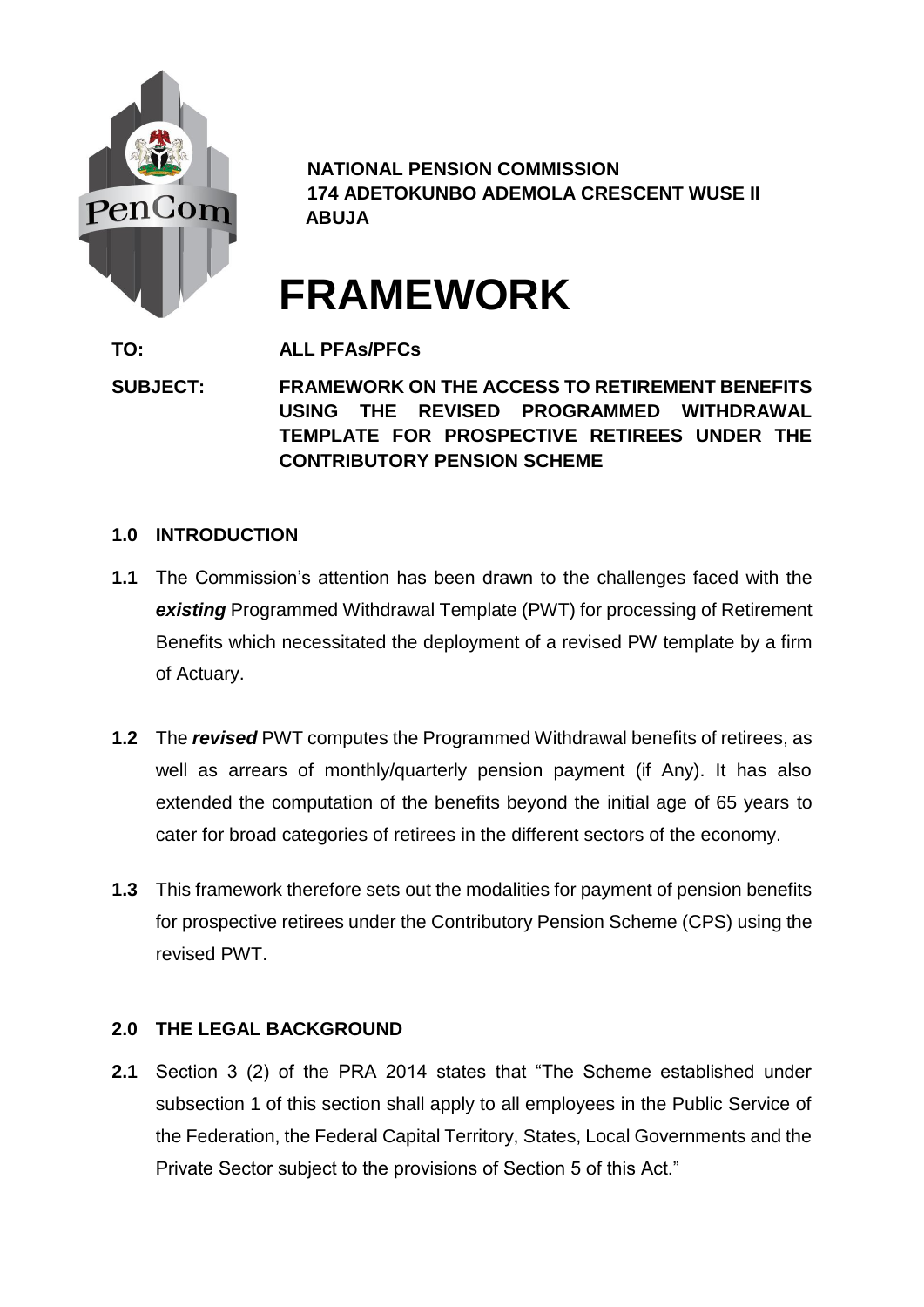**NATIONAL PENSION COMMISSION**
**174 ADETOKUNBO ADEMOLA CRESCENT WUSE II**
**ABUJA**

# FRAMEWORK

**TO:** **ALL PFAs/PFCs**

**SUBJECT:** **FRAMEWORK ON THE ACCESS TO RETIREMENT BENEFITS USING THE REVISED PROGRAMMED WITHDRAWAL TEMPLATE FOR PROSPECTIVE RETIREES UNDER THE CONTRIBUTORY PENSION SCHEME**

## 1.0 INTRODUCTION

**1.1** The Commission's attention has been drawn to the challenges faced with the ***existing*** Programmed Withdrawal Template (PWT) for processing of Retirement Benefits which necessitated the deployment of a revised PW template by a firm of Actuary.

**1.2** The ***revised*** PWT computes the Programmed Withdrawal benefits of retirees, as well as arrears of monthly/quarterly pension payment (if Any). It has also extended the computation of the benefits beyond the initial age of 65 years to cater for broad categories of retirees in the different sectors of the economy.

**1.3** This framework therefore sets out the modalities for payment of pension benefits for prospective retirees under the Contributory Pension Scheme (CPS) using the revised PWT.

## 2.0 THE LEGAL BACKGROUND

**2.1** Section 3 (2) of the PRA 2014 states that "The Scheme established under subsection 1 of this section shall apply to all employees in the Public Service of the Federation, the Federal Capital Territory, States, Local Governments and the Private Sector subject to the provisions of Section 5 of this Act."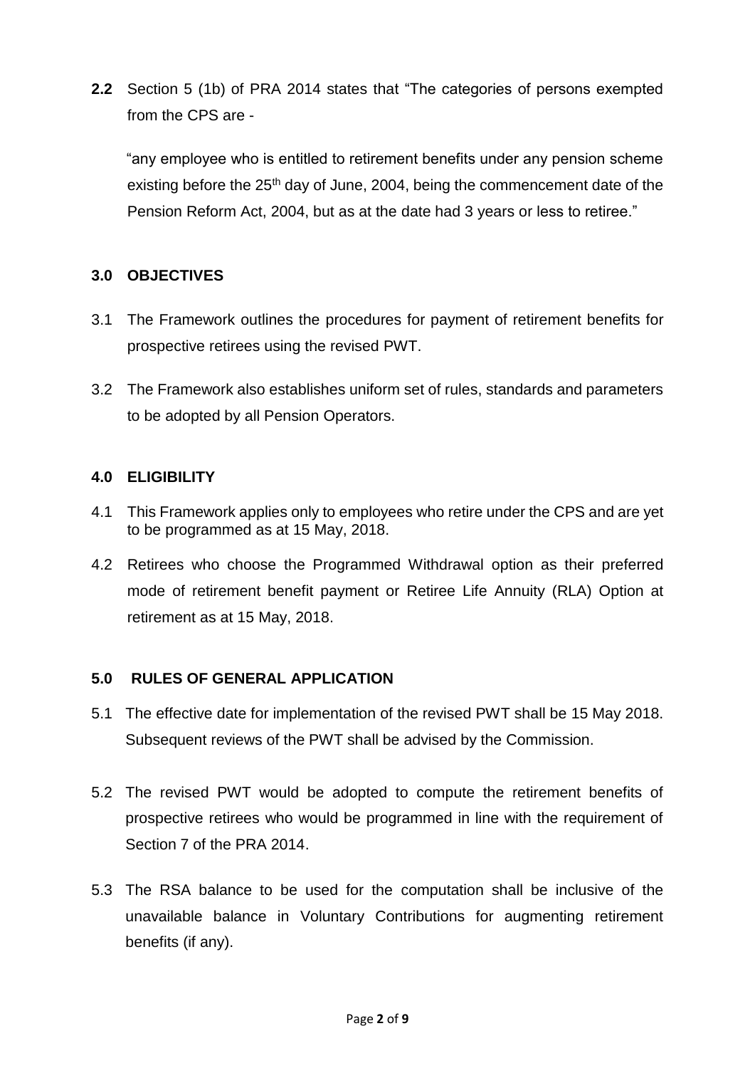**2.2** Section 5 (1b) of PRA 2014 states that "The categories of persons exempted from the CPS are -

"any employee who is entitled to retirement benefits under any pension scheme existing before the 25th day of June, 2004, being the commencement date of the Pension Reform Act, 2004, but as at the date had 3 years or less to retiree."

## 3.0 OBJECTIVES

3.1 The Framework outlines the procedures for payment of retirement benefits for prospective retirees using the revised PWT.

3.2 The Framework also establishes uniform set of rules, standards and parameters to be adopted by all Pension Operators.

## 4.0 ELIGIBILITY

4.1 This Framework applies only to employees who retire under the CPS and are yet to be programmed as at 15 May, 2018.

4.2 Retirees who choose the Programmed Withdrawal option as their preferred mode of retirement benefit payment or Retiree Life Annuity (RLA) Option at retirement as at 15 May, 2018.

## 5.0 RULES OF GENERAL APPLICATION

5.1 The effective date for implementation of the revised PWT shall be 15 May 2018. Subsequent reviews of the PWT shall be advised by the Commission.

5.2 The revised PWT would be adopted to compute the retirement benefits of prospective retirees who would be programmed in line with the requirement of Section 7 of the PRA 2014.

5.3 The RSA balance to be used for the computation shall be inclusive of the unavailable balance in Voluntary Contributions for augmenting retirement benefits (if any).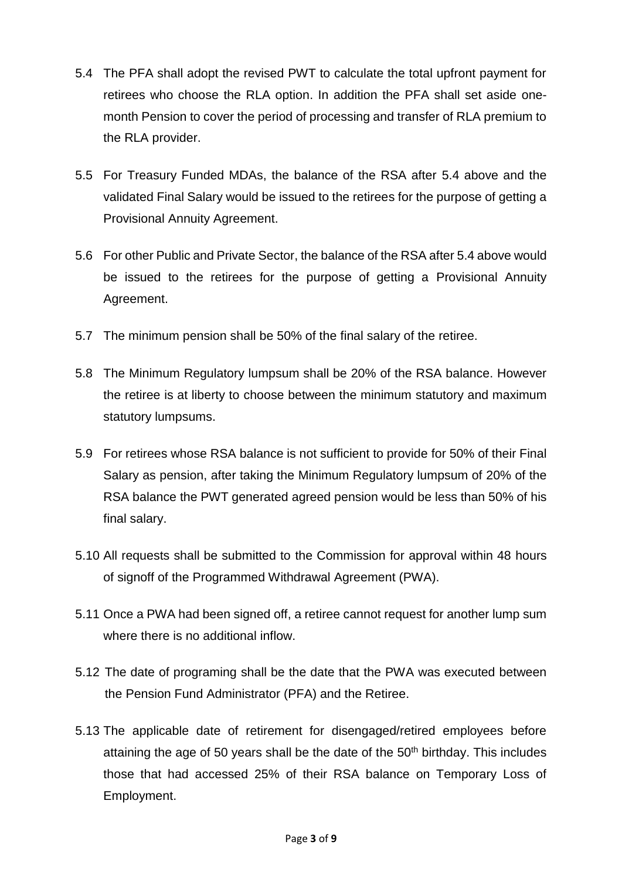5.4 The PFA shall adopt the revised PWT to calculate the total upfront payment for retirees who choose the RLA option. In addition the PFA shall set aside one-month Pension to cover the period of processing and transfer of RLA premium to the RLA provider.

5.5 For Treasury Funded MDAs, the balance of the RSA after 5.4 above and the validated Final Salary would be issued to the retirees for the purpose of getting a Provisional Annuity Agreement.

5.6 For other Public and Private Sector, the balance of the RSA after 5.4 above would be issued to the retirees for the purpose of getting a Provisional Annuity Agreement.

5.7 The minimum pension shall be 50% of the final salary of the retiree.

5.8 The Minimum Regulatory lumpsum shall be 20% of the RSA balance. However the retiree is at liberty to choose between the minimum statutory and maximum statutory lumpsums.

5.9 For retirees whose RSA balance is not sufficient to provide for 50% of their Final Salary as pension, after taking the Minimum Regulatory lumpsum of 20% of the RSA balance the PWT generated agreed pension would be less than 50% of his final salary.

5.10 All requests shall be submitted to the Commission for approval within 48 hours of signoff of the Programmed Withdrawal Agreement (PWA).

5.11 Once a PWA had been signed off, a retiree cannot request for another lump sum where there is no additional inflow.

5.12 The date of programing shall be the date that the PWA was executed between the Pension Fund Administrator (PFA) and the Retiree.

5.13 The applicable date of retirement for disengaged/retired employees before attaining the age of 50 years shall be the date of the 50th birthday. This includes those that had accessed 25% of their RSA balance on Temporary Loss of Employment.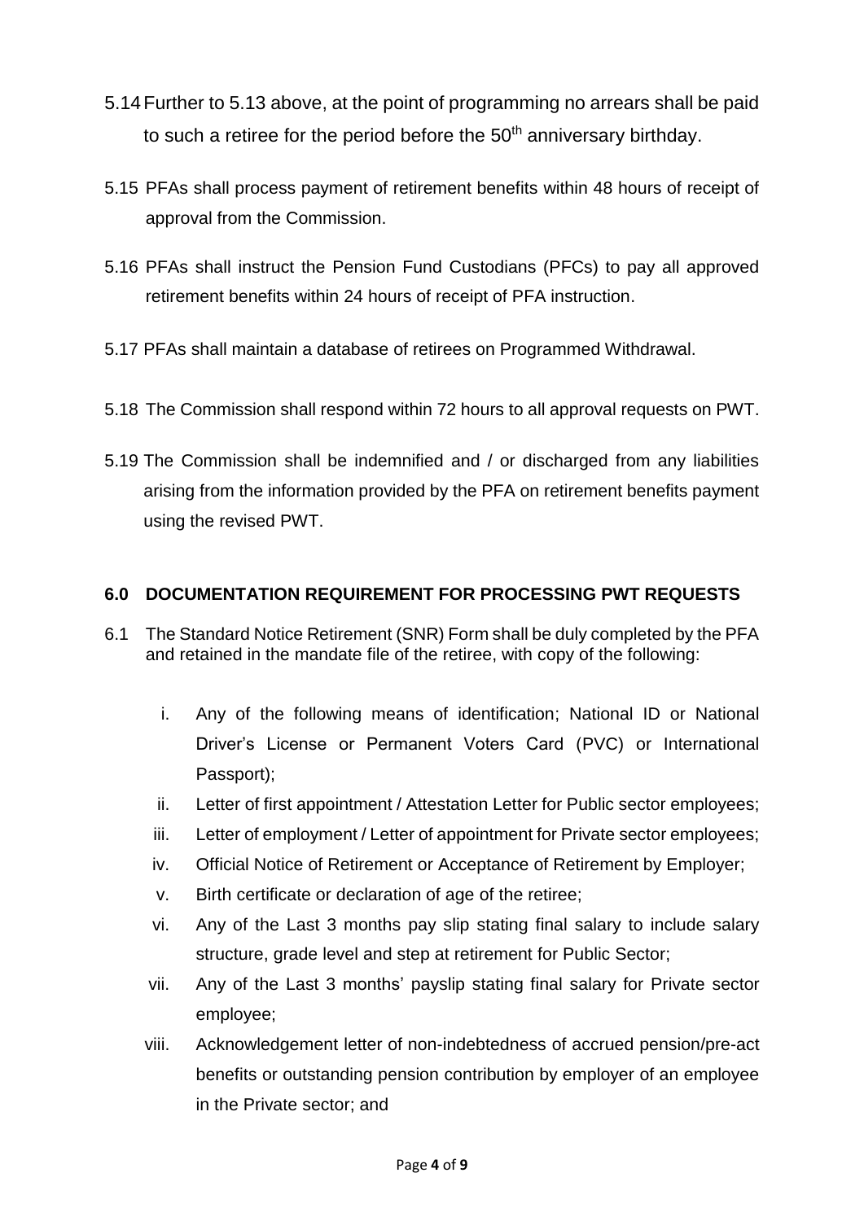5.14 Further to 5.13 above, at the point of programming no arrears shall be paid to such a retiree for the period before the 50th anniversary birthday.

5.15 PFAs shall process payment of retirement benefits within 48 hours of receipt of approval from the Commission.

5.16 PFAs shall instruct the Pension Fund Custodians (PFCs) to pay all approved retirement benefits within 24 hours of receipt of PFA instruction.

5.17 PFAs shall maintain a database of retirees on Programmed Withdrawal.

5.18 The Commission shall respond within 72 hours to all approval requests on PWT.

5.19 The Commission shall be indemnified and / or discharged from any liabilities arising from the information provided by the PFA on retirement benefits payment using the revised PWT.

## 6.0 DOCUMENTATION REQUIREMENT FOR PROCESSING PWT REQUESTS

6.1 The Standard Notice Retirement (SNR) Form shall be duly completed by the PFA and retained in the mandate file of the retiree, with copy of the following:

i. Any of the following means of identification; National ID or National Driver's License or Permanent Voters Card (PVC) or International Passport);

ii. Letter of first appointment / Attestation Letter for Public sector employees;

iii. Letter of employment / Letter of appointment for Private sector employees;

iv. Official Notice of Retirement or Acceptance of Retirement by Employer;

v. Birth certificate or declaration of age of the retiree;

vi. Any of the Last 3 months pay slip stating final salary to include salary structure, grade level and step at retirement for Public Sector;

vii. Any of the Last 3 months' payslip stating final salary for Private sector employee;

viii. Acknowledgement letter of non-indebtedness of accrued pension/pre-act benefits or outstanding pension contribution by employer of an employee in the Private sector; and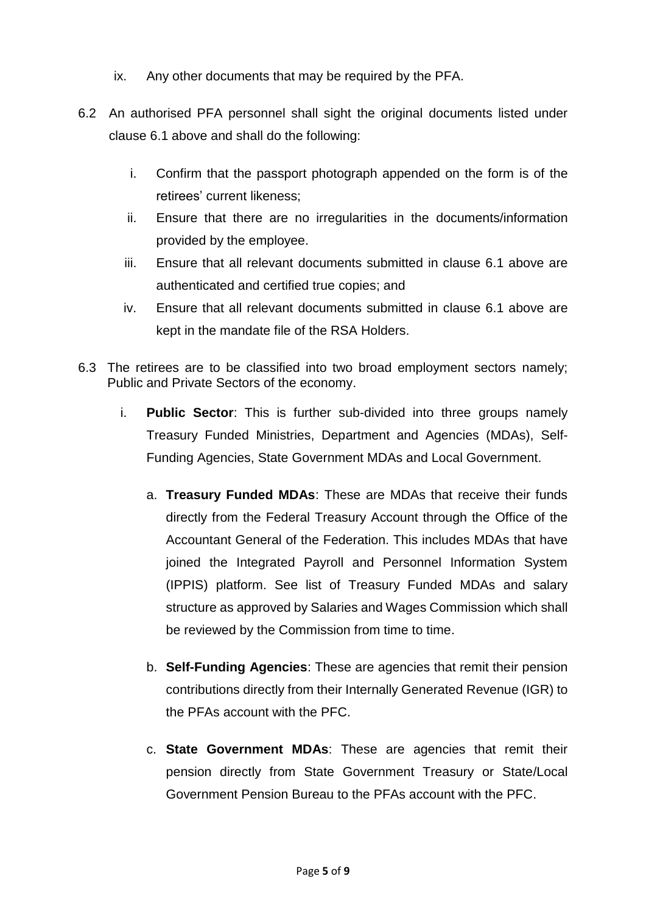ix. Any other documents that may be required by the PFA.

6.2 An authorised PFA personnel shall sight the original documents listed under clause 6.1 above and shall do the following:

   i. Confirm that the passport photograph appended on the form is of the retirees' current likeness;
   ii. Ensure that there are no irregularities in the documents/information provided by the employee.
   iii. Ensure that all relevant documents submitted in clause 6.1 above are authenticated and certified true copies; and
   iv. Ensure that all relevant documents submitted in clause 6.1 above are kept in the mandate file of the RSA Holders.

6.3 The retirees are to be classified into two broad employment sectors namely; Public and Private Sectors of the economy.

   i. **Public Sector**: This is further sub-divided into three groups namely Treasury Funded Ministries, Department and Agencies (MDAs), Self-Funding Agencies, State Government MDAs and Local Government.

      a. **Treasury Funded MDAs**: These are MDAs that receive their funds directly from the Federal Treasury Account through the Office of the Accountant General of the Federation. This includes MDAs that have joined the Integrated Payroll and Personnel Information System (IPPIS) platform. See list of Treasury Funded MDAs and salary structure as approved by Salaries and Wages Commission which shall be reviewed by the Commission from time to time.

      b. **Self-Funding Agencies**: These are agencies that remit their pension contributions directly from their Internally Generated Revenue (IGR) to the PFAs account with the PFC.

      c. **State Government MDAs**: These are agencies that remit their pension directly from State Government Treasury or State/Local Government Pension Bureau to the PFAs account with the PFC.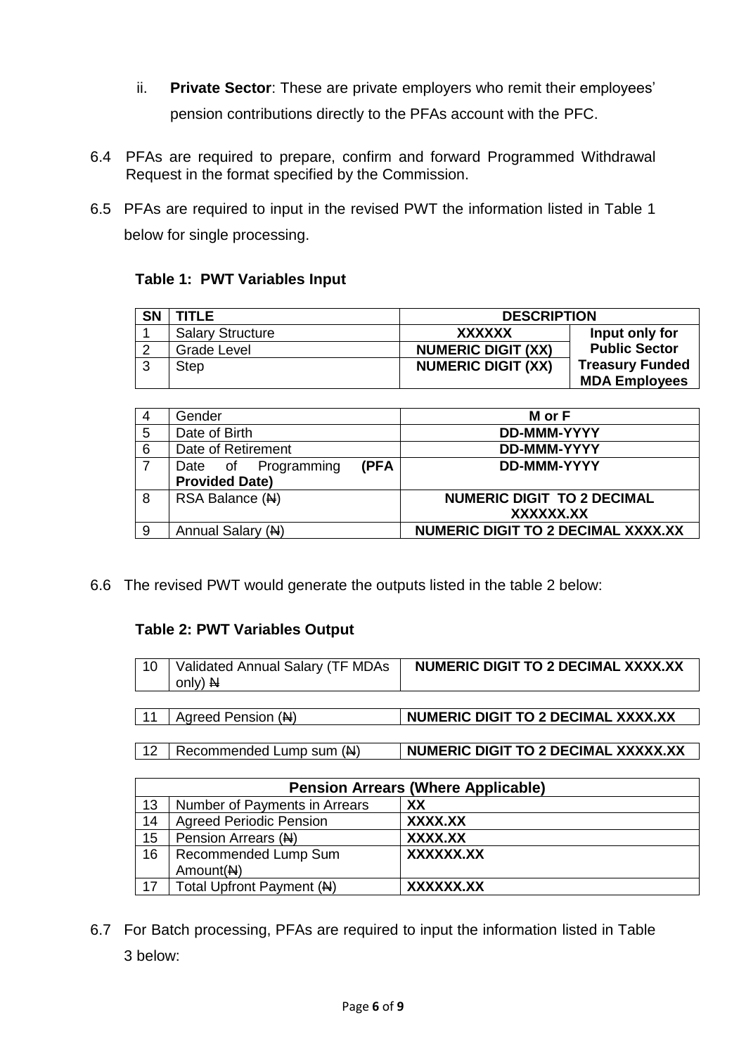ii. **Private Sector**: These are private employers who remit their employees' pension contributions directly to the PFAs account with the PFC.

6.4 PFAs are required to prepare, confirm and forward Programmed Withdrawal Request in the format specified by the Commission.

6.5 PFAs are required to input in the revised PWT the information listed in Table 1 below for single processing.

**Table 1: PWT Variables Input**

| SN | TITLE | DESCRIPTION | |
|---|---|---|---|
| 1 | Salary Structure | **XXXXXX** | **Input only for Public Sector Treasury Funded MDA Employees** |
| 2 | Grade Level | **NUMERIC DIGIT (XX)** | |
| 3 | Step | **NUMERIC DIGIT (XX)** | |

| | | |
|---|---|---|
| 4 | Gender | **M or F** |
| 5 | Date of Birth | **DD-MMM-YYYY** |
| 6 | Date of Retirement | **DD-MMM-YYYY** |
| 7 | Date of Programming **(PFA Provided Date)** | **DD-MMM-YYYY** |
| 8 | RSA Balance (₦) | **NUMERIC DIGIT TO 2 DECIMAL XXXXXX.XX** |
| 9 | Annual Salary (₦) | **NUMERIC DIGIT TO 2 DECIMAL XXXX.XX** |

6.6 The revised PWT would generate the outputs listed in the table 2 below:

**Table 2: PWT Variables Output**

| | | |
|---|---|---|
| 10 | Validated Annual Salary (TF MDAs only) ₦ | **NUMERIC DIGIT TO 2 DECIMAL XXXX.XX** |
| 11 | Agreed Pension (₦) | **NUMERIC DIGIT TO 2 DECIMAL XXXX.XX** |
| 12 | Recommended Lump sum (₦) | **NUMERIC DIGIT TO 2 DECIMAL XXXXX.XX** |

| **Pension Arrears (Where Applicable)** | | |
|---|---|---|
| 13 | Number of Payments in Arrears | **XX** |
| 14 | Agreed Periodic Pension | **XXXX.XX** |
| 15 | Pension Arrears (₦) | **XXXX.XX** |
| 16 | Recommended Lump Sum Amount(₦) | **XXXXXX.XX** |
| 17 | Total Upfront Payment (₦) | **XXXXXX.XX** |

6.7 For Batch processing, PFAs are required to input the information listed in Table 3 below: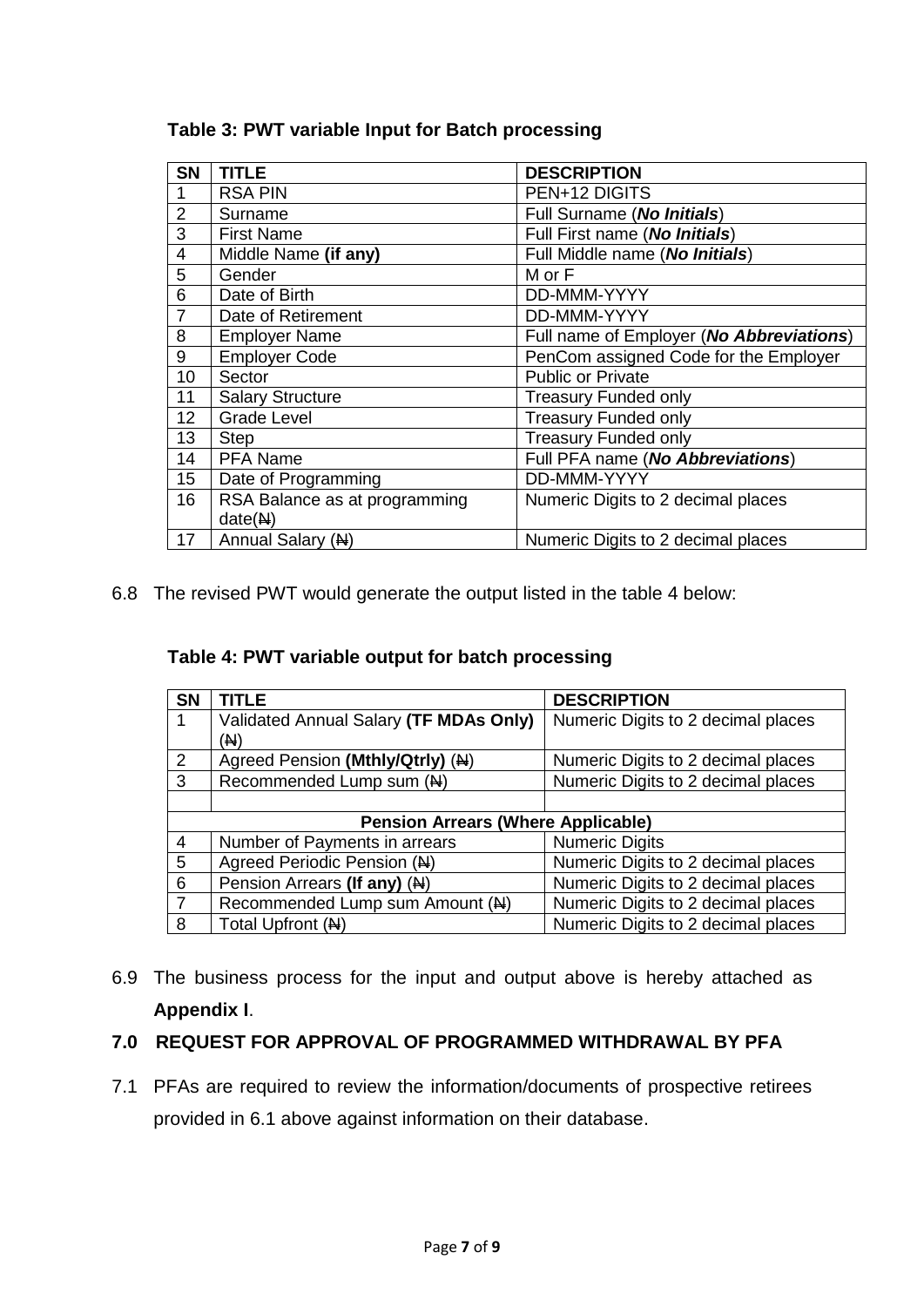**Table 3: PWT variable Input for Batch processing**

| SN | TITLE | DESCRIPTION |
|---|---|---|
| 1 | RSA PIN | PEN+12 DIGITS |
| 2 | Surname | Full Surname (***No Initials***) |
| 3 | First Name | Full First name (***No Initials***) |
| 4 | Middle Name **(if any)** | Full Middle name (***No Initials***) |
| 5 | Gender | M or F |
| 6 | Date of Birth | DD-MMM-YYYY |
| 7 | Date of Retirement | DD-MMM-YYYY |
| 8 | Employer Name | Full name of Employer (***No Abbreviations***) |
| 9 | Employer Code | PenCom assigned Code for the Employer |
| 10 | Sector | Public or Private |
| 11 | Salary Structure | Treasury Funded only |
| 12 | Grade Level | Treasury Funded only |
| 13 | Step | Treasury Funded only |
| 14 | PFA Name | Full PFA name (***No Abbreviations***) |
| 15 | Date of Programming | DD-MMM-YYYY |
| 16 | RSA Balance as at programming date(₦) | Numeric Digits to 2 decimal places |
| 17 | Annual Salary (₦) | Numeric Digits to 2 decimal places |

6.8 The revised PWT would generate the output listed in the table 4 below:

**Table 4: PWT variable output for batch processing**

| SN | TITLE | DESCRIPTION |
|---|---|---|
| 1 | Validated Annual Salary **(TF MDAs Only)** (₦) | Numeric Digits to 2 decimal places |
| 2 | Agreed Pension **(Mthly/Qtrly)** (₦) | Numeric Digits to 2 decimal places |
| 3 | Recommended Lump sum (₦) | Numeric Digits to 2 decimal places |
| | | |
| | **Pension Arrears (Where Applicable)** | |
| 4 | Number of Payments in arrears | Numeric Digits |
| 5 | Agreed Periodic Pension (₦) | Numeric Digits to 2 decimal places |
| 6 | Pension Arrears **(If any)** (₦) | Numeric Digits to 2 decimal places |
| 7 | Recommended Lump sum Amount (₦) | Numeric Digits to 2 decimal places |
| 8 | Total Upfront (₦) | Numeric Digits to 2 decimal places |

6.9 The business process for the input and output above is hereby attached as **Appendix I**.

## 7.0 REQUEST FOR APPROVAL OF PROGRAMMED WITHDRAWAL BY PFA

7.1 PFAs are required to review the information/documents of prospective retirees provided in 6.1 above against information on their database.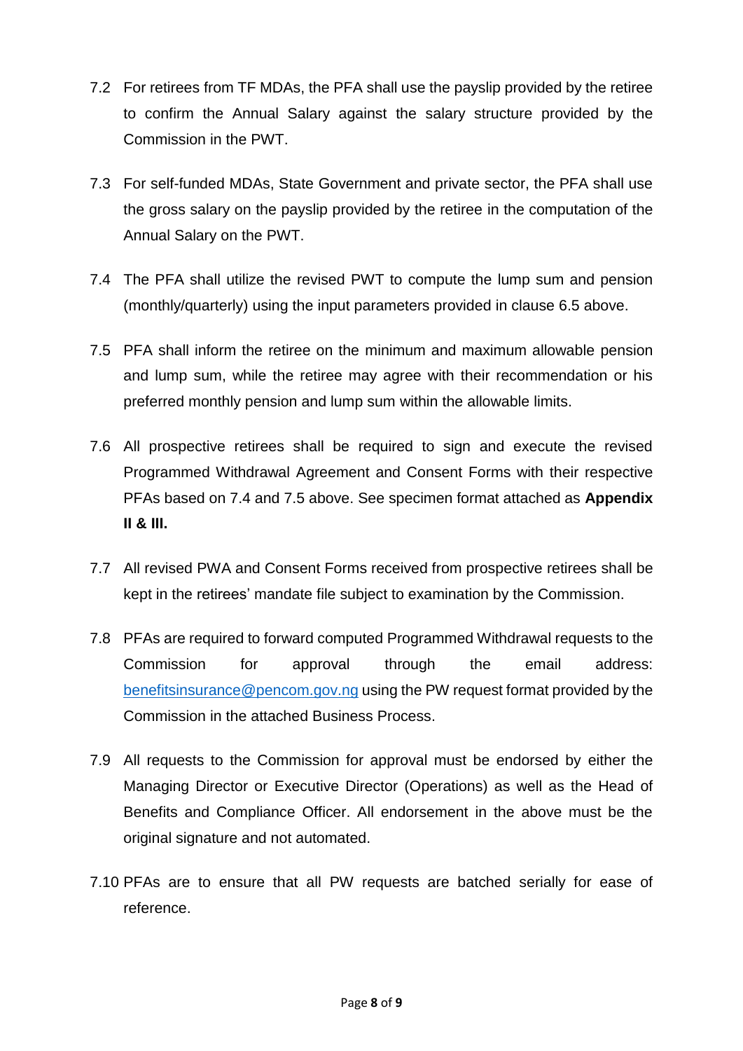7.2 For retirees from TF MDAs, the PFA shall use the payslip provided by the retiree to confirm the Annual Salary against the salary structure provided by the Commission in the PWT.

7.3 For self-funded MDAs, State Government and private sector, the PFA shall use the gross salary on the payslip provided by the retiree in the computation of the Annual Salary on the PWT.

7.4 The PFA shall utilize the revised PWT to compute the lump sum and pension (monthly/quarterly) using the input parameters provided in clause 6.5 above.

7.5 PFA shall inform the retiree on the minimum and maximum allowable pension and lump sum, while the retiree may agree with their recommendation or his preferred monthly pension and lump sum within the allowable limits.

7.6 All prospective retirees shall be required to sign and execute the revised Programmed Withdrawal Agreement and Consent Forms with their respective PFAs based on 7.4 and 7.5 above. See specimen format attached as **Appendix II & III.**

7.7 All revised PWA and Consent Forms received from prospective retirees shall be kept in the retirees' mandate file subject to examination by the Commission.

7.8 PFAs are required to forward computed Programmed Withdrawal requests to the Commission for approval through the email address: benefitsinsurance@pencom.gov.ng using the PW request format provided by the Commission in the attached Business Process.

7.9 All requests to the Commission for approval must be endorsed by either the Managing Director or Executive Director (Operations) as well as the Head of Benefits and Compliance Officer. All endorsement in the above must be the original signature and not automated.

7.10 PFAs are to ensure that all PW requests are batched serially for ease of reference.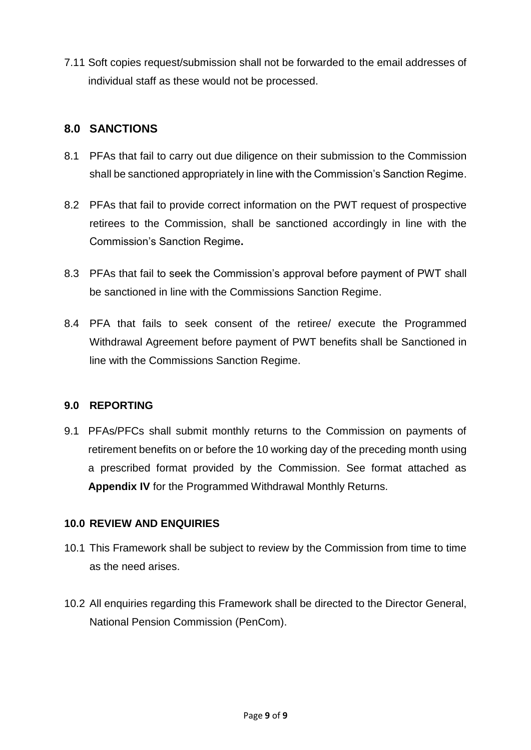7.11 Soft copies request/submission shall not be forwarded to the email addresses of individual staff as these would not be processed.

## 8.0 SANCTIONS

8.1 PFAs that fail to carry out due diligence on their submission to the Commission shall be sanctioned appropriately in line with the Commission's Sanction Regime.

8.2 PFAs that fail to provide correct information on the PWT request of prospective retirees to the Commission, shall be sanctioned accordingly in line with the Commission's Sanction Regime**.**

8.3 PFAs that fail to seek the Commission's approval before payment of PWT shall be sanctioned in line with the Commissions Sanction Regime.

8.4 PFA that fails to seek consent of the retiree/ execute the Programmed Withdrawal Agreement before payment of PWT benefits shall be Sanctioned in line with the Commissions Sanction Regime.

### 9.0 REPORTING

9.1 PFAs/PFCs shall submit monthly returns to the Commission on payments of retirement benefits on or before the 10 working day of the preceding month using a prescribed format provided by the Commission. See format attached as **Appendix IV** for the Programmed Withdrawal Monthly Returns.

### 10.0 REVIEW AND ENQUIRIES

10.1 This Framework shall be subject to review by the Commission from time to time as the need arises.

10.2 All enquiries regarding this Framework shall be directed to the Director General, National Pension Commission (PenCom).